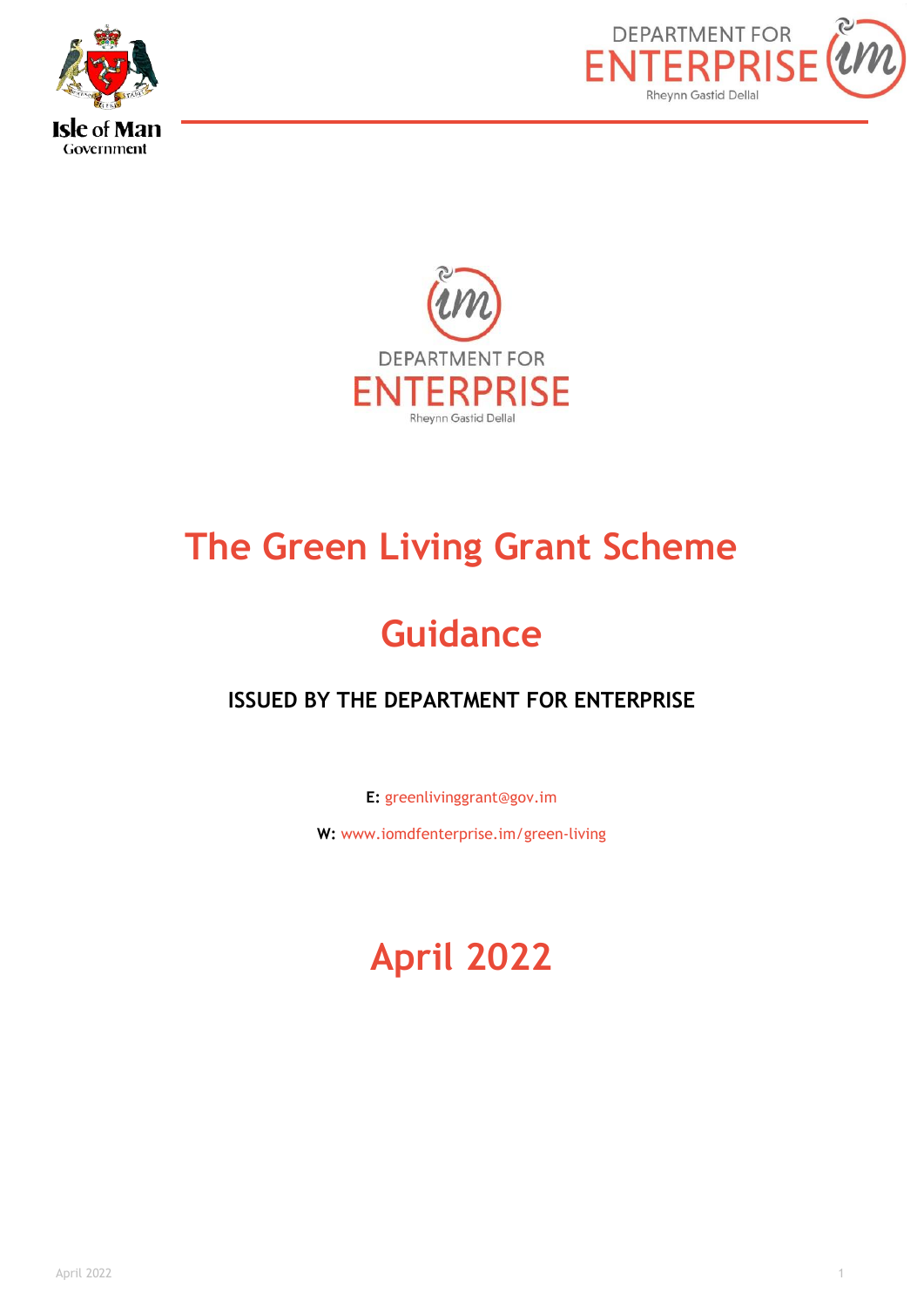DEPARTMENT FOR ENTERPRISE

Rheynn Gastid Dellal

# The Green Living Grant Scheme

# Guidance

**ISSUED BY THE DEPARTMENT FOR ENTERPRISE**

**E:** greenlivinggrant@gov.im

**W:** www.iomdfenterprise.im/green-living

## April 2022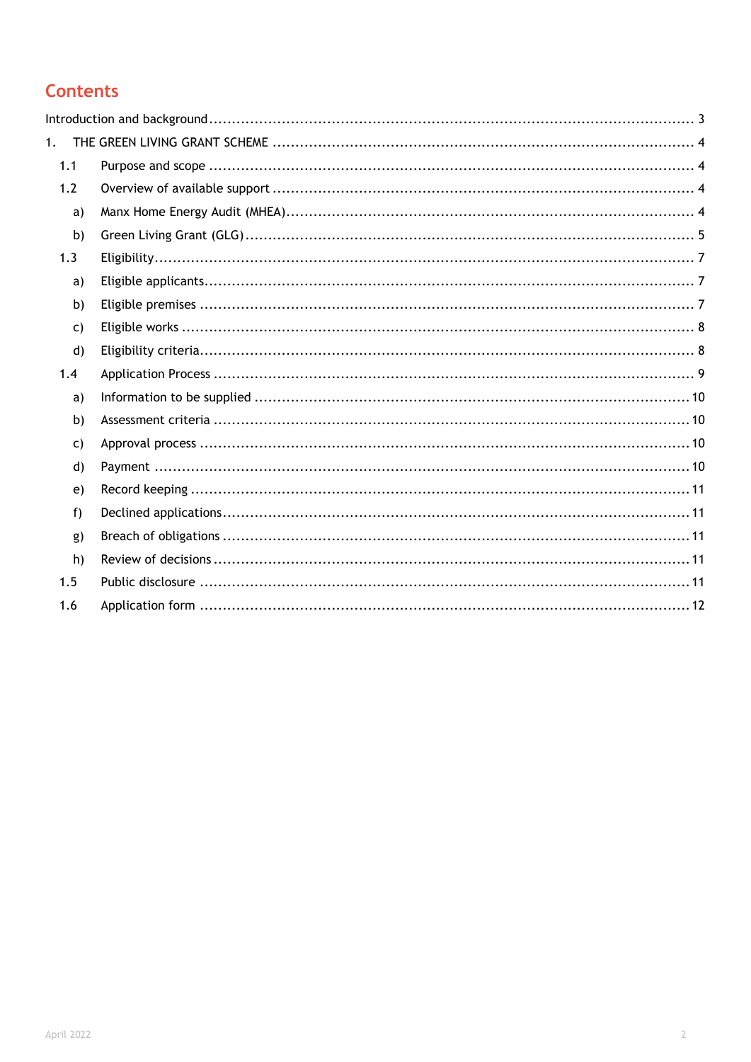## Contents

Introduction and background ........................................................................................... 3

1. THE GREEN LIVING GRANT SCHEME ............................................................................... 4

   1.1 Purpose and scope ........................................................................................... 4

   1.2 Overview of available support ........................................................................... 4

      a) Manx Home Energy Audit (MHEA) ...................................................................... 4

      b) Green Living Grant (GLG) ................................................................................ 5

   1.3 Eligibility ....................................................................................................... 7

      a) Eligible applicants .......................................................................................... 7

      b) Eligible premises ............................................................................................ 7

      c) Eligible works ................................................................................................ 8

      d) Eligibility criteria ............................................................................................ 8

   1.4 Application Process .......................................................................................... 9

      a) Information to be supplied ............................................................................. 10

      b) Assessment criteria ........................................................................................ 10

      c) Approval process ........................................................................................... 10

      d) Payment ....................................................................................................... 10

      e) Record keeping .............................................................................................. 11

      f) Declined applications ...................................................................................... 11

      g) Breach of obligations ...................................................................................... 11

      h) Review of decisions ........................................................................................ 11

   1.5 Public disclosure ............................................................................................ 11

   1.6 Application form ............................................................................................ 12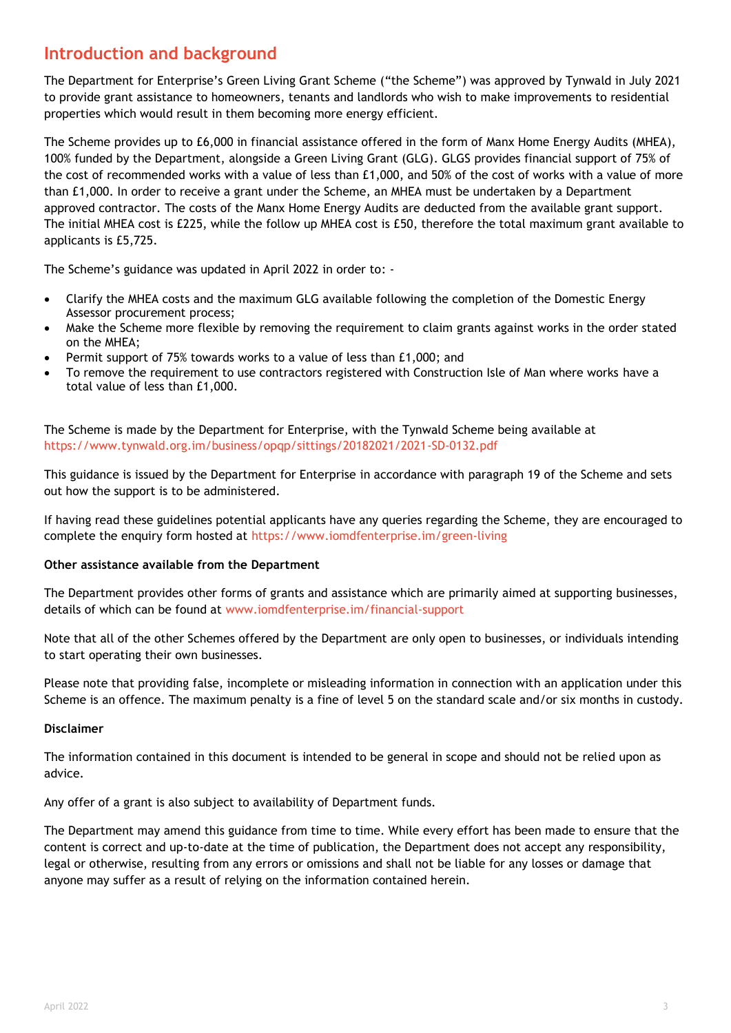## Introduction and background

The Department for Enterprise's Green Living Grant Scheme ("the Scheme") was approved by Tynwald in July 2021 to provide grant assistance to homeowners, tenants and landlords who wish to make improvements to residential properties which would result in them becoming more energy efficient.

The Scheme provides up to £6,000 in financial assistance offered in the form of Manx Home Energy Audits (MHEA), 100% funded by the Department, alongside a Green Living Grant (GLG). GLGS provides financial support of 75% of the cost of recommended works with a value of less than £1,000, and 50% of the cost of works with a value of more than £1,000. In order to receive a grant under the Scheme, an MHEA must be undertaken by a Department approved contractor. The costs of the Manx Home Energy Audits are deducted from the available grant support. The initial MHEA cost is £225, while the follow up MHEA cost is £50, therefore the total maximum grant available to applicants is £5,725.

The Scheme's guidance was updated in April 2022 in order to: -

- Clarify the MHEA costs and the maximum GLG available following the completion of the Domestic Energy Assessor procurement process;
- Make the Scheme more flexible by removing the requirement to claim grants against works in the order stated on the MHEA;
- Permit support of 75% towards works to a value of less than £1,000; and
- To remove the requirement to use contractors registered with Construction Isle of Man where works have a total value of less than £1,000.

The Scheme is made by the Department for Enterprise, with the Tynwald Scheme being available at https://www.tynwald.org.im/business/opqp/sittings/20182021/2021-SD-0132.pdf

This guidance is issued by the Department for Enterprise in accordance with paragraph 19 of the Scheme and sets out how the support is to be administered.

If having read these guidelines potential applicants have any queries regarding the Scheme, they are encouraged to complete the enquiry form hosted at https://www.iomdfenterprise.im/green-living

**Other assistance available from the Department**

The Department provides other forms of grants and assistance which are primarily aimed at supporting businesses, details of which can be found at www.iomdfenterprise.im/financial-support

Note that all of the other Schemes offered by the Department are only open to businesses, or individuals intending to start operating their own businesses.

Please note that providing false, incomplete or misleading information in connection with an application under this Scheme is an offence. The maximum penalty is a fine of level 5 on the standard scale and/or six months in custody.

**Disclaimer**

The information contained in this document is intended to be general in scope and should not be relied upon as advice.

Any offer of a grant is also subject to availability of Department funds.

The Department may amend this guidance from time to time. While every effort has been made to ensure that the content is correct and up-to-date at the time of publication, the Department does not accept any responsibility, legal or otherwise, resulting from any errors or omissions and shall not be liable for any losses or damage that anyone may suffer as a result of relying on the information contained herein.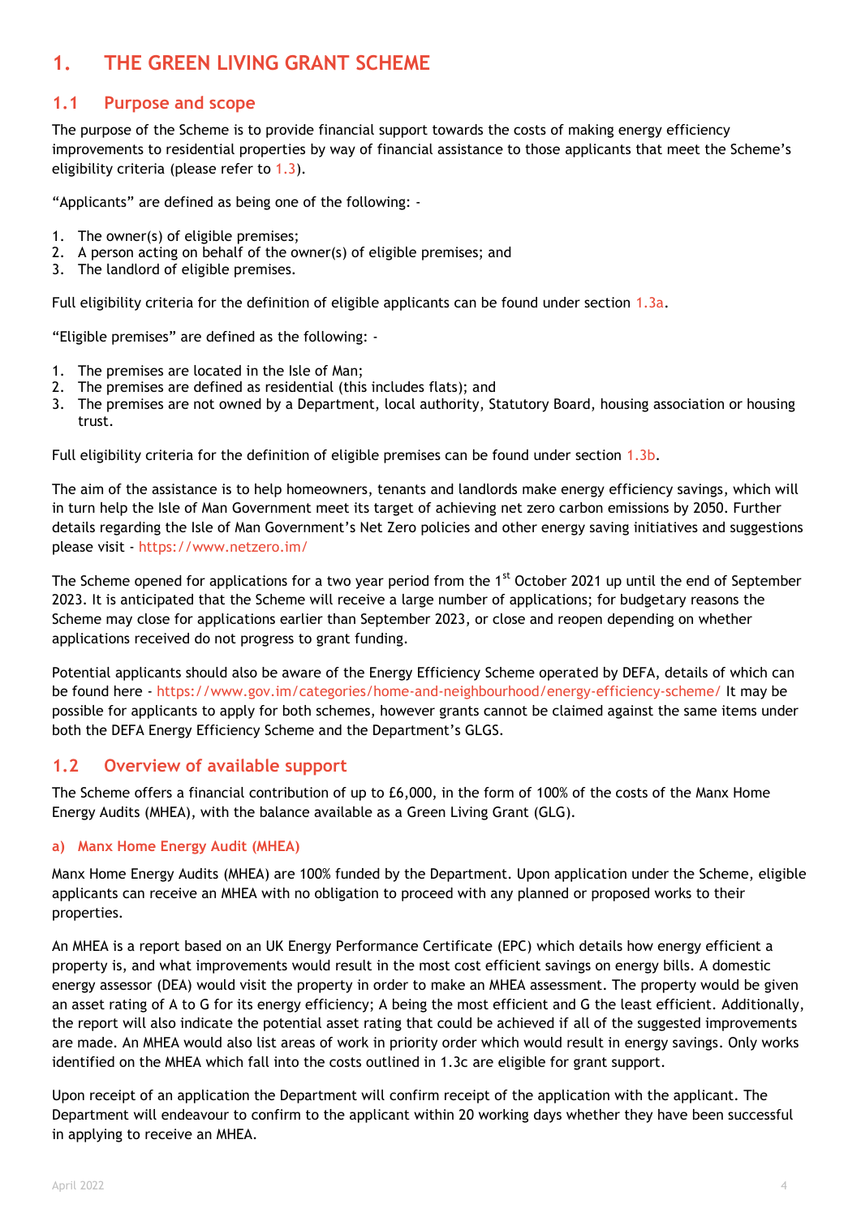# 1. THE GREEN LIVING GRANT SCHEME

## 1.1 Purpose and scope

The purpose of the Scheme is to provide financial support towards the costs of making energy efficiency improvements to residential properties by way of financial assistance to those applicants that meet the Scheme's eligibility criteria (please refer to 1.3).

"Applicants" are defined as being one of the following: -

1. The owner(s) of eligible premises;
2. A person acting on behalf of the owner(s) of eligible premises; and
3. The landlord of eligible premises.

Full eligibility criteria for the definition of eligible applicants can be found under section 1.3a.

"Eligible premises" are defined as the following: -

1. The premises are located in the Isle of Man;
2. The premises are defined as residential (this includes flats); and
3. The premises are not owned by a Department, local authority, Statutory Board, housing association or housing trust.

Full eligibility criteria for the definition of eligible premises can be found under section 1.3b.

The aim of the assistance is to help homeowners, tenants and landlords make energy efficiency savings, which will in turn help the Isle of Man Government meet its target of achieving net zero carbon emissions by 2050. Further details regarding the Isle of Man Government's Net Zero policies and other energy saving initiatives and suggestions please visit - https://www.netzero.im/

The Scheme opened for applications for a two year period from the 1st October 2021 up until the end of September 2023. It is anticipated that the Scheme will receive a large number of applications; for budgetary reasons the Scheme may close for applications earlier than September 2023, or close and reopen depending on whether applications received do not progress to grant funding.

Potential applicants should also be aware of the Energy Efficiency Scheme operated by DEFA, details of which can be found here - https://www.gov.im/categories/home-and-neighbourhood/energy-efficiency-scheme/ It may be possible for applicants to apply for both schemes, however grants cannot be claimed against the same items under both the DEFA Energy Efficiency Scheme and the Department's GLGS.

## 1.2 Overview of available support

The Scheme offers a financial contribution of up to £6,000, in the form of 100% of the costs of the Manx Home Energy Audits (MHEA), with the balance available as a Green Living Grant (GLG).

### a) Manx Home Energy Audit (MHEA)

Manx Home Energy Audits (MHEA) are 100% funded by the Department. Upon application under the Scheme, eligible applicants can receive an MHEA with no obligation to proceed with any planned or proposed works to their properties.

An MHEA is a report based on an UK Energy Performance Certificate (EPC) which details how energy efficient a property is, and what improvements would result in the most cost efficient savings on energy bills. A domestic energy assessor (DEA) would visit the property in order to make an MHEA assessment. The property would be given an asset rating of A to G for its energy efficiency; A being the most efficient and G the least efficient. Additionally, the report will also indicate the potential asset rating that could be achieved if all of the suggested improvements are made. An MHEA would also list areas of work in priority order which would result in energy savings. Only works identified on the MHEA which fall into the costs outlined in 1.3c are eligible for grant support.

Upon receipt of an application the Department will confirm receipt of the application with the applicant. The Department will endeavour to confirm to the applicant within 20 working days whether they have been successful in applying to receive an MHEA.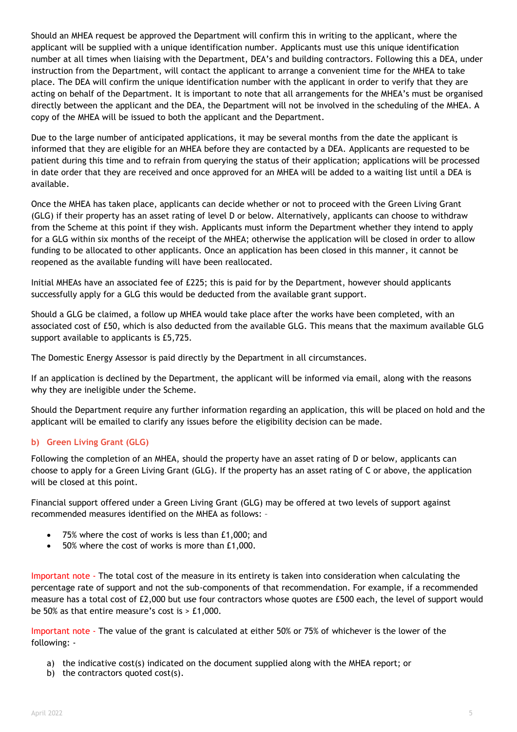Should an MHEA request be approved the Department will confirm this in writing to the applicant, where the applicant will be supplied with a unique identification number. Applicants must use this unique identification number at all times when liaising with the Department, DEA's and building contractors. Following this a DEA, under instruction from the Department, will contact the applicant to arrange a convenient time for the MHEA to take place. The DEA will confirm the unique identification number with the applicant in order to verify that they are acting on behalf of the Department. It is important to note that all arrangements for the MHEA's must be organised directly between the applicant and the DEA, the Department will not be involved in the scheduling of the MHEA. A copy of the MHEA will be issued to both the applicant and the Department.

Due to the large number of anticipated applications, it may be several months from the date the applicant is informed that they are eligible for an MHEA before they are contacted by a DEA. Applicants are requested to be patient during this time and to refrain from querying the status of their application; applications will be processed in date order that they are received and once approved for an MHEA will be added to a waiting list until a DEA is available.

Once the MHEA has taken place, applicants can decide whether or not to proceed with the Green Living Grant (GLG) if their property has an asset rating of level D or below. Alternatively, applicants can choose to withdraw from the Scheme at this point if they wish. Applicants must inform the Department whether they intend to apply for a GLG within six months of the receipt of the MHEA; otherwise the application will be closed in order to allow funding to be allocated to other applicants. Once an application has been closed in this manner, it cannot be reopened as the available funding will have been reallocated.

Initial MHEAs have an associated fee of £225; this is paid for by the Department, however should applicants successfully apply for a GLG this would be deducted from the available grant support.

Should a GLG be claimed, a follow up MHEA would take place after the works have been completed, with an associated cost of £50, which is also deducted from the available GLG. This means that the maximum available GLG support available to applicants is £5,725.

The Domestic Energy Assessor is paid directly by the Department in all circumstances.

If an application is declined by the Department, the applicant will be informed via email, along with the reasons why they are ineligible under the Scheme.

Should the Department require any further information regarding an application, this will be placed on hold and the applicant will be emailed to clarify any issues before the eligibility decision can be made.

### b) Green Living Grant (GLG)

Following the completion of an MHEA, should the property have an asset rating of D or below, applicants can choose to apply for a Green Living Grant (GLG). If the property has an asset rating of C or above, the application will be closed at this point.

Financial support offered under a Green Living Grant (GLG) may be offered at two levels of support against recommended measures identified on the MHEA as follows: -

- 75% where the cost of works is less than £1,000; and
- 50% where the cost of works is more than £1,000.

Important note - The total cost of the measure in its entirety is taken into consideration when calculating the percentage rate of support and not the sub-components of that recommendation. For example, if a recommended measure has a total cost of £2,000 but use four contractors whose quotes are £500 each, the level of support would be 50% as that entire measure's cost is > £1,000.

Important note - The value of the grant is calculated at either 50% or 75% of whichever is the lower of the following: -

a) the indicative cost(s) indicated on the document supplied along with the MHEA report; or
b) the contractors quoted cost(s).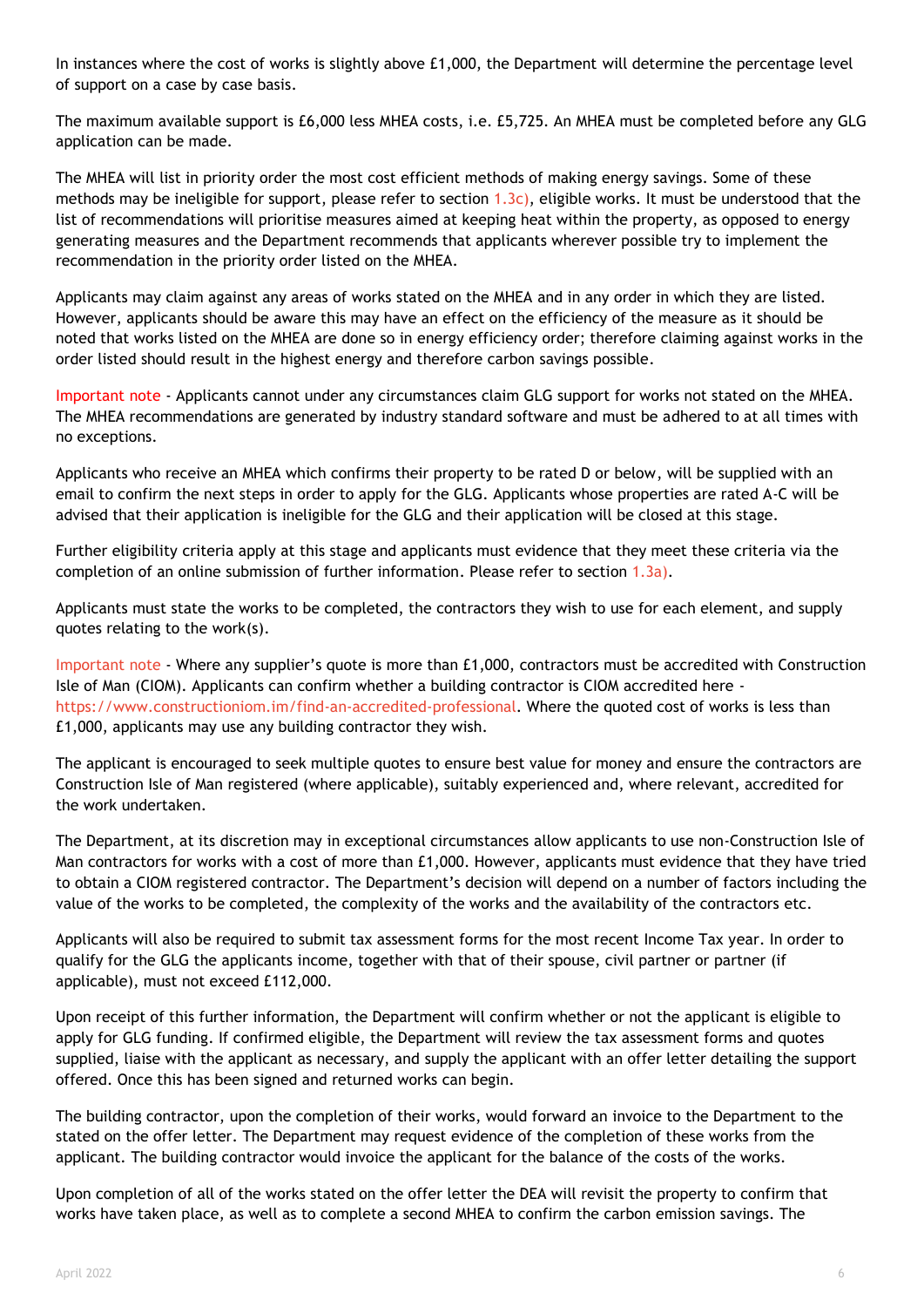In instances where the cost of works is slightly above £1,000, the Department will determine the percentage level of support on a case by case basis.

The maximum available support is £6,000 less MHEA costs, i.e. £5,725. An MHEA must be completed before any GLG application can be made.

The MHEA will list in priority order the most cost efficient methods of making energy savings. Some of these methods may be ineligible for support, please refer to section 1.3c), eligible works. It must be understood that the list of recommendations will prioritise measures aimed at keeping heat within the property, as opposed to energy generating measures and the Department recommends that applicants wherever possible try to implement the recommendation in the priority order listed on the MHEA.

Applicants may claim against any areas of works stated on the MHEA and in any order in which they are listed. However, applicants should be aware this may have an effect on the efficiency of the measure as it should be noted that works listed on the MHEA are done so in energy efficiency order; therefore claiming against works in the order listed should result in the highest energy and therefore carbon savings possible.

Important note - Applicants cannot under any circumstances claim GLG support for works not stated on the MHEA. The MHEA recommendations are generated by industry standard software and must be adhered to at all times with no exceptions.

Applicants who receive an MHEA which confirms their property to be rated D or below, will be supplied with an email to confirm the next steps in order to apply for the GLG. Applicants whose properties are rated A-C will be advised that their application is ineligible for the GLG and their application will be closed at this stage.

Further eligibility criteria apply at this stage and applicants must evidence that they meet these criteria via the completion of an online submission of further information. Please refer to section 1.3a).

Applicants must state the works to be completed, the contractors they wish to use for each element, and supply quotes relating to the work(s).

Important note - Where any supplier's quote is more than £1,000, contractors must be accredited with Construction Isle of Man (CIOM). Applicants can confirm whether a building contractor is CIOM accredited here - https://www.constructioniom.im/find-an-accredited-professional. Where the quoted cost of works is less than £1,000, applicants may use any building contractor they wish.

The applicant is encouraged to seek multiple quotes to ensure best value for money and ensure the contractors are Construction Isle of Man registered (where applicable), suitably experienced and, where relevant, accredited for the work undertaken.

The Department, at its discretion may in exceptional circumstances allow applicants to use non-Construction Isle of Man contractors for works with a cost of more than £1,000. However, applicants must evidence that they have tried to obtain a CIOM registered contractor. The Department's decision will depend on a number of factors including the value of the works to be completed, the complexity of the works and the availability of the contractors etc.

Applicants will also be required to submit tax assessment forms for the most recent Income Tax year. In order to qualify for the GLG the applicants income, together with that of their spouse, civil partner or partner (if applicable), must not exceed £112,000.

Upon receipt of this further information, the Department will confirm whether or not the applicant is eligible to apply for GLG funding. If confirmed eligible, the Department will review the tax assessment forms and quotes supplied, liaise with the applicant as necessary, and supply the applicant with an offer letter detailing the support offered. Once this has been signed and returned works can begin.

The building contractor, upon the completion of their works, would forward an invoice to the Department to the stated on the offer letter. The Department may request evidence of the completion of these works from the applicant. The building contractor would invoice the applicant for the balance of the costs of the works.

Upon completion of all of the works stated on the offer letter the DEA will revisit the property to confirm that works have taken place, as well as to complete a second MHEA to confirm the carbon emission savings. The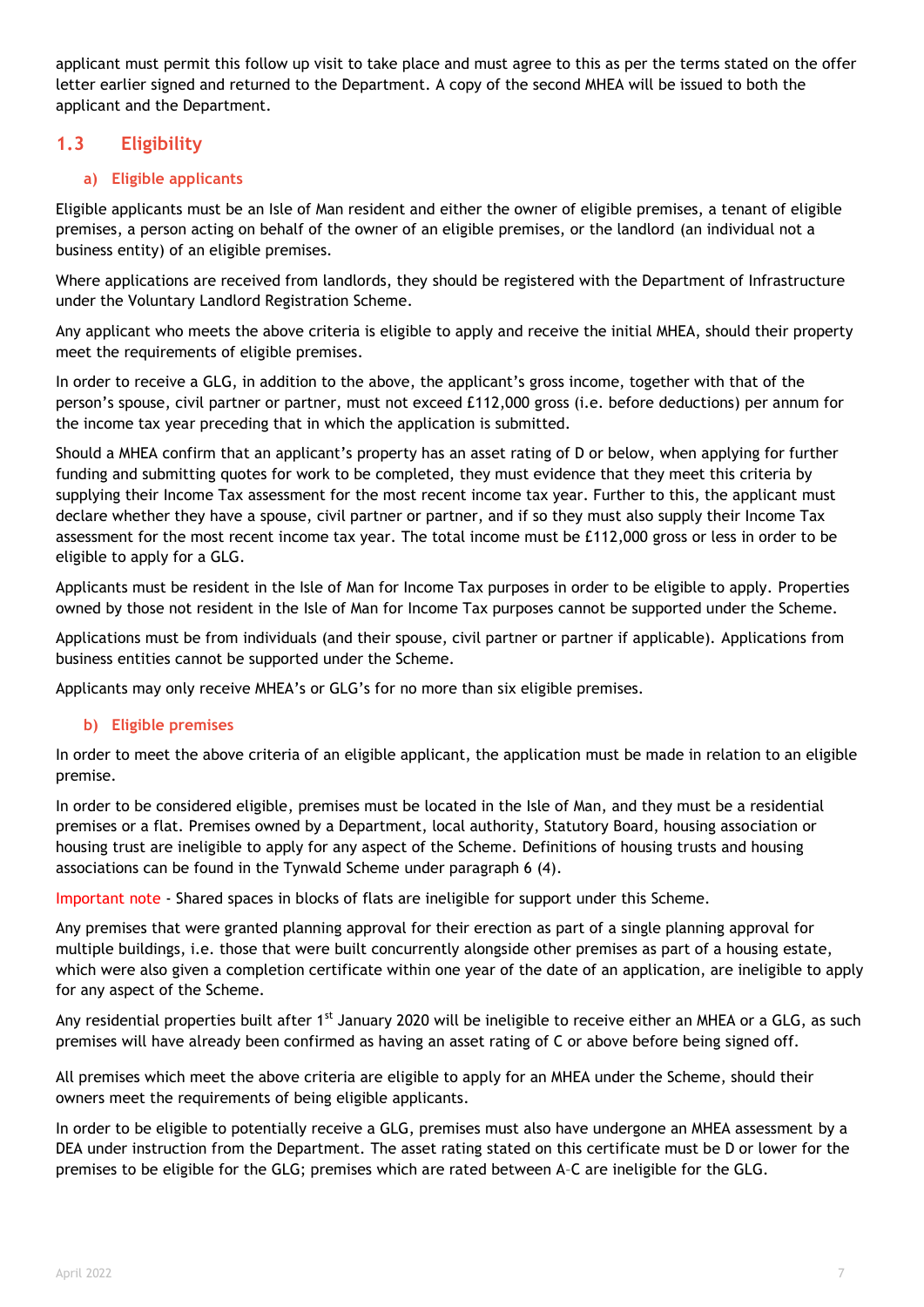applicant must permit this follow up visit to take place and must agree to this as per the terms stated on the offer letter earlier signed and returned to the Department. A copy of the second MHEA will be issued to both the applicant and the Department.

## 1.3 Eligibility

### a) Eligible applicants

Eligible applicants must be an Isle of Man resident and either the owner of eligible premises, a tenant of eligible premises, a person acting on behalf of the owner of an eligible premises, or the landlord (an individual not a business entity) of an eligible premises.

Where applications are received from landlords, they should be registered with the Department of Infrastructure under the Voluntary Landlord Registration Scheme.

Any applicant who meets the above criteria is eligible to apply and receive the initial MHEA, should their property meet the requirements of eligible premises.

In order to receive a GLG, in addition to the above, the applicant's gross income, together with that of the person's spouse, civil partner or partner, must not exceed £112,000 gross (i.e. before deductions) per annum for the income tax year preceding that in which the application is submitted.

Should a MHEA confirm that an applicant's property has an asset rating of D or below, when applying for further funding and submitting quotes for work to be completed, they must evidence that they meet this criteria by supplying their Income Tax assessment for the most recent income tax year. Further to this, the applicant must declare whether they have a spouse, civil partner or partner, and if so they must also supply their Income Tax assessment for the most recent income tax year. The total income must be £112,000 gross or less in order to be eligible to apply for a GLG.

Applicants must be resident in the Isle of Man for Income Tax purposes in order to be eligible to apply. Properties owned by those not resident in the Isle of Man for Income Tax purposes cannot be supported under the Scheme.

Applications must be from individuals (and their spouse, civil partner or partner if applicable). Applications from business entities cannot be supported under the Scheme.

Applicants may only receive MHEA's or GLG's for no more than six eligible premises.

### b) Eligible premises

In order to meet the above criteria of an eligible applicant, the application must be made in relation to an eligible premise.

In order to be considered eligible, premises must be located in the Isle of Man, and they must be a residential premises or a flat. Premises owned by a Department, local authority, Statutory Board, housing association or housing trust are ineligible to apply for any aspect of the Scheme. Definitions of housing trusts and housing associations can be found in the Tynwald Scheme under paragraph 6 (4).

Important note - Shared spaces in blocks of flats are ineligible for support under this Scheme.

Any premises that were granted planning approval for their erection as part of a single planning approval for multiple buildings, i.e. those that were built concurrently alongside other premises as part of a housing estate, which were also given a completion certificate within one year of the date of an application, are ineligible to apply for any aspect of the Scheme.

Any residential properties built after 1st January 2020 will be ineligible to receive either an MHEA or a GLG, as such premises will have already been confirmed as having an asset rating of C or above before being signed off.

All premises which meet the above criteria are eligible to apply for an MHEA under the Scheme, should their owners meet the requirements of being eligible applicants.

In order to be eligible to potentially receive a GLG, premises must also have undergone an MHEA assessment by a DEA under instruction from the Department. The asset rating stated on this certificate must be D or lower for the premises to be eligible for the GLG; premises which are rated between A–C are ineligible for the GLG.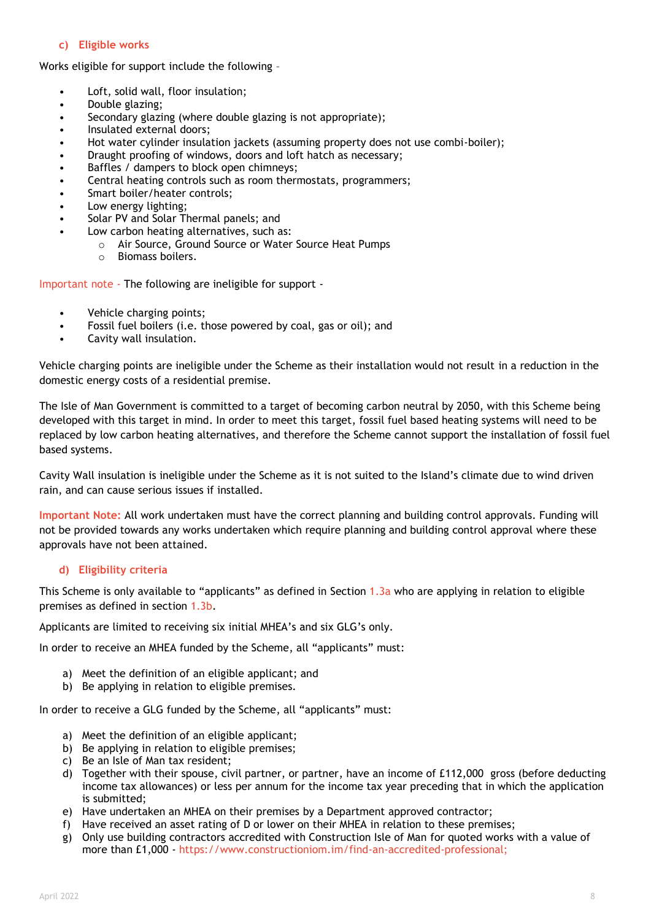### c) Eligible works

Works eligible for support include the following –

- Loft, solid wall, floor insulation;
- Double glazing;
- Secondary glazing (where double glazing is not appropriate);
- Insulated external doors;
- Hot water cylinder insulation jackets (assuming property does not use combi-boiler);
- Draught proofing of windows, doors and loft hatch as necessary;
- Baffles / dampers to block open chimneys;
- Central heating controls such as room thermostats, programmers;
- Smart boiler/heater controls;
- Low energy lighting;
- Solar PV and Solar Thermal panels; and
- Low carbon heating alternatives, such as:
  - Air Source, Ground Source or Water Source Heat Pumps
  - Biomass boilers.

Important note - The following are ineligible for support -

- Vehicle charging points;
- Fossil fuel boilers (i.e. those powered by coal, gas or oil); and
- Cavity wall insulation.

Vehicle charging points are ineligible under the Scheme as their installation would not result in a reduction in the domestic energy costs of a residential premise.

The Isle of Man Government is committed to a target of becoming carbon neutral by 2050, with this Scheme being developed with this target in mind. In order to meet this target, fossil fuel based heating systems will need to be replaced by low carbon heating alternatives, and therefore the Scheme cannot support the installation of fossil fuel based systems.

Cavity Wall insulation is ineligible under the Scheme as it is not suited to the Island's climate due to wind driven rain, and can cause serious issues if installed.

**Important Note:** All work undertaken must have the correct planning and building control approvals. Funding will not be provided towards any works undertaken which require planning and building control approval where these approvals have not been attained.

### d) Eligibility criteria

This Scheme is only available to "applicants" as defined in Section 1.3a who are applying in relation to eligible premises as defined in section 1.3b.

Applicants are limited to receiving six initial MHEA's and six GLG's only.

In order to receive an MHEA funded by the Scheme, all "applicants" must:

a) Meet the definition of an eligible applicant; and
b) Be applying in relation to eligible premises.

In order to receive a GLG funded by the Scheme, all "applicants" must:

a) Meet the definition of an eligible applicant;
b) Be applying in relation to eligible premises;
c) Be an Isle of Man tax resident;
d) Together with their spouse, civil partner, or partner, have an income of £112,000 gross (before deducting income tax allowances) or less per annum for the income tax year preceding that in which the application is submitted;
e) Have undertaken an MHEA on their premises by a Department approved contractor;
f) Have received an asset rating of D or lower on their MHEA in relation to these premises;
g) Only use building contractors accredited with Construction Isle of Man for quoted works with a value of more than £1,000 - https://www.constructioniom.im/find-an-accredited-professional;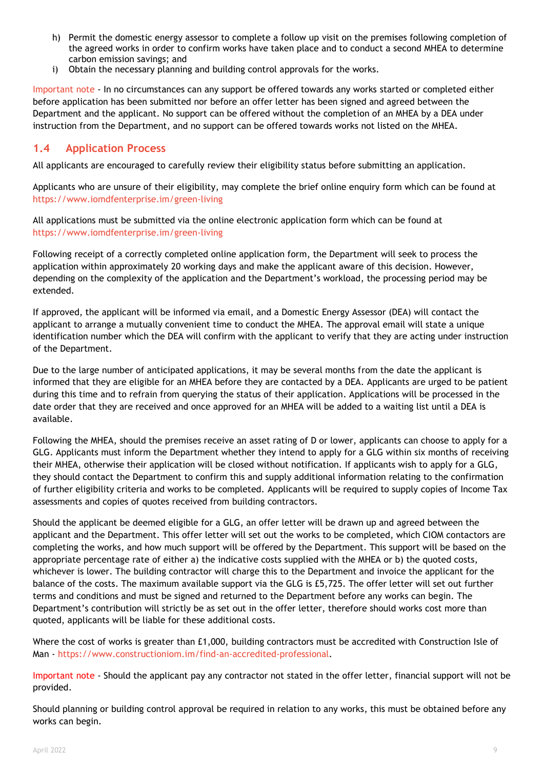h) Permit the domestic energy assessor to complete a follow up visit on the premises following completion of the agreed works in order to confirm works have taken place and to conduct a second MHEA to determine carbon emission savings; and
i) Obtain the necessary planning and building control approvals for the works.

Important note - In no circumstances can any support be offered towards any works started or completed either before application has been submitted nor before an offer letter has been signed and agreed between the Department and the applicant. No support can be offered without the completion of an MHEA by a DEA under instruction from the Department, and no support can be offered towards works not listed on the MHEA.

## 1.4 Application Process

All applicants are encouraged to carefully review their eligibility status before submitting an application.

Applicants who are unsure of their eligibility, may complete the brief online enquiry form which can be found at https://www.iomdfenterprise.im/green-living

All applications must be submitted via the online electronic application form which can be found at https://www.iomdfenterprise.im/green-living

Following receipt of a correctly completed online application form, the Department will seek to process the application within approximately 20 working days and make the applicant aware of this decision. However, depending on the complexity of the application and the Department's workload, the processing period may be extended.

If approved, the applicant will be informed via email, and a Domestic Energy Assessor (DEA) will contact the applicant to arrange a mutually convenient time to conduct the MHEA. The approval email will state a unique identification number which the DEA will confirm with the applicant to verify that they are acting under instruction of the Department.

Due to the large number of anticipated applications, it may be several months from the date the applicant is informed that they are eligible for an MHEA before they are contacted by a DEA. Applicants are urged to be patient during this time and to refrain from querying the status of their application. Applications will be processed in the date order that they are received and once approved for an MHEA will be added to a waiting list until a DEA is available.

Following the MHEA, should the premises receive an asset rating of D or lower, applicants can choose to apply for a GLG. Applicants must inform the Department whether they intend to apply for a GLG within six months of receiving their MHEA, otherwise their application will be closed without notification. If applicants wish to apply for a GLG, they should contact the Department to confirm this and supply additional information relating to the confirmation of further eligibility criteria and works to be completed. Applicants will be required to supply copies of Income Tax assessments and copies of quotes received from building contractors.

Should the applicant be deemed eligible for a GLG, an offer letter will be drawn up and agreed between the applicant and the Department. This offer letter will set out the works to be completed, which CIOM contactors are completing the works, and how much support will be offered by the Department. This support will be based on the appropriate percentage rate of either a) the indicative costs supplied with the MHEA or b) the quoted costs, whichever is lower. The building contractor will charge this to the Department and invoice the applicant for the balance of the costs. The maximum available support via the GLG is £5,725. The offer letter will set out further terms and conditions and must be signed and returned to the Department before any works can begin. The Department's contribution will strictly be as set out in the offer letter, therefore should works cost more than quoted, applicants will be liable for these additional costs.

Where the cost of works is greater than £1,000, building contractors must be accredited with Construction Isle of Man - https://www.constructioniom.im/find-an-accredited-professional.

Important note - Should the applicant pay any contractor not stated in the offer letter, financial support will not be provided.

Should planning or building control approval be required in relation to any works, this must be obtained before any works can begin.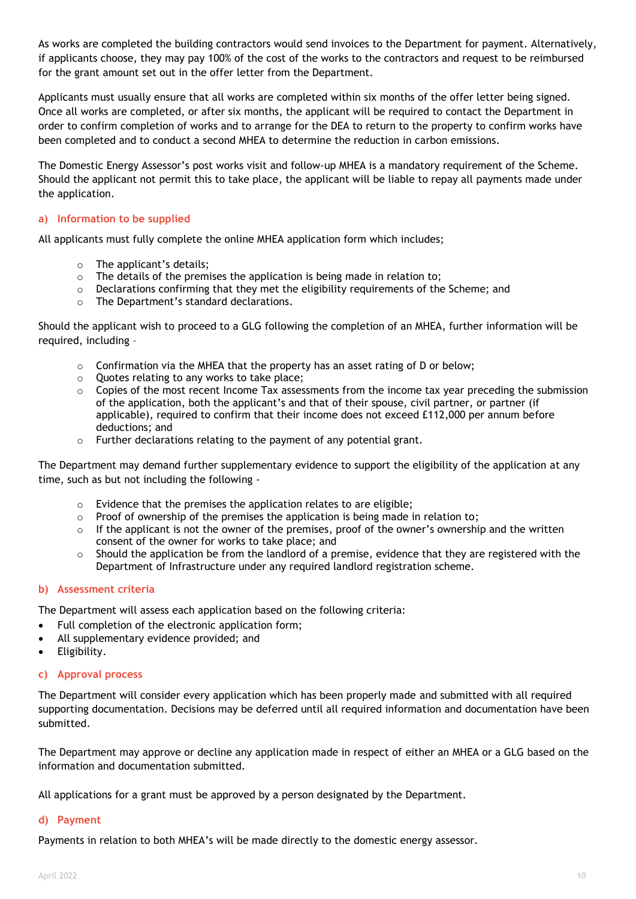As works are completed the building contractors would send invoices to the Department for payment. Alternatively, if applicants choose, they may pay 100% of the cost of the works to the contractors and request to be reimbursed for the grant amount set out in the offer letter from the Department.

Applicants must usually ensure that all works are completed within six months of the offer letter being signed. Once all works are completed, or after six months, the applicant will be required to contact the Department in order to confirm completion of works and to arrange for the DEA to return to the property to confirm works have been completed and to conduct a second MHEA to determine the reduction in carbon emissions.

The Domestic Energy Assessor's post works visit and follow-up MHEA is a mandatory requirement of the Scheme. Should the applicant not permit this to take place, the applicant will be liable to repay all payments made under the application.

### a) Information to be supplied

All applicants must fully complete the online MHEA application form which includes;

- The applicant's details;
- The details of the premises the application is being made in relation to;
- Declarations confirming that they met the eligibility requirements of the Scheme; and
- The Department's standard declarations.

Should the applicant wish to proceed to a GLG following the completion of an MHEA, further information will be required, including –

- Confirmation via the MHEA that the property has an asset rating of D or below;
- Quotes relating to any works to take place;
- Copies of the most recent Income Tax assessments from the income tax year preceding the submission of the application, both the applicant's and that of their spouse, civil partner, or partner (if applicable), required to confirm that their income does not exceed £112,000 per annum before deductions; and
- Further declarations relating to the payment of any potential grant.

The Department may demand further supplementary evidence to support the eligibility of the application at any time, such as but not including the following -

- Evidence that the premises the application relates to are eligible;
- Proof of ownership of the premises the application is being made in relation to;
- If the applicant is not the owner of the premises, proof of the owner's ownership and the written consent of the owner for works to take place; and
- Should the application be from the landlord of a premise, evidence that they are registered with the Department of Infrastructure under any required landlord registration scheme.

### b) Assessment criteria

The Department will assess each application based on the following criteria:

- Full completion of the electronic application form;
- All supplementary evidence provided; and
- Eligibility.

### c) Approval process

The Department will consider every application which has been properly made and submitted with all required supporting documentation. Decisions may be deferred until all required information and documentation have been submitted.

The Department may approve or decline any application made in respect of either an MHEA or a GLG based on the information and documentation submitted.

All applications for a grant must be approved by a person designated by the Department.

### d) Payment

Payments in relation to both MHEA's will be made directly to the domestic energy assessor.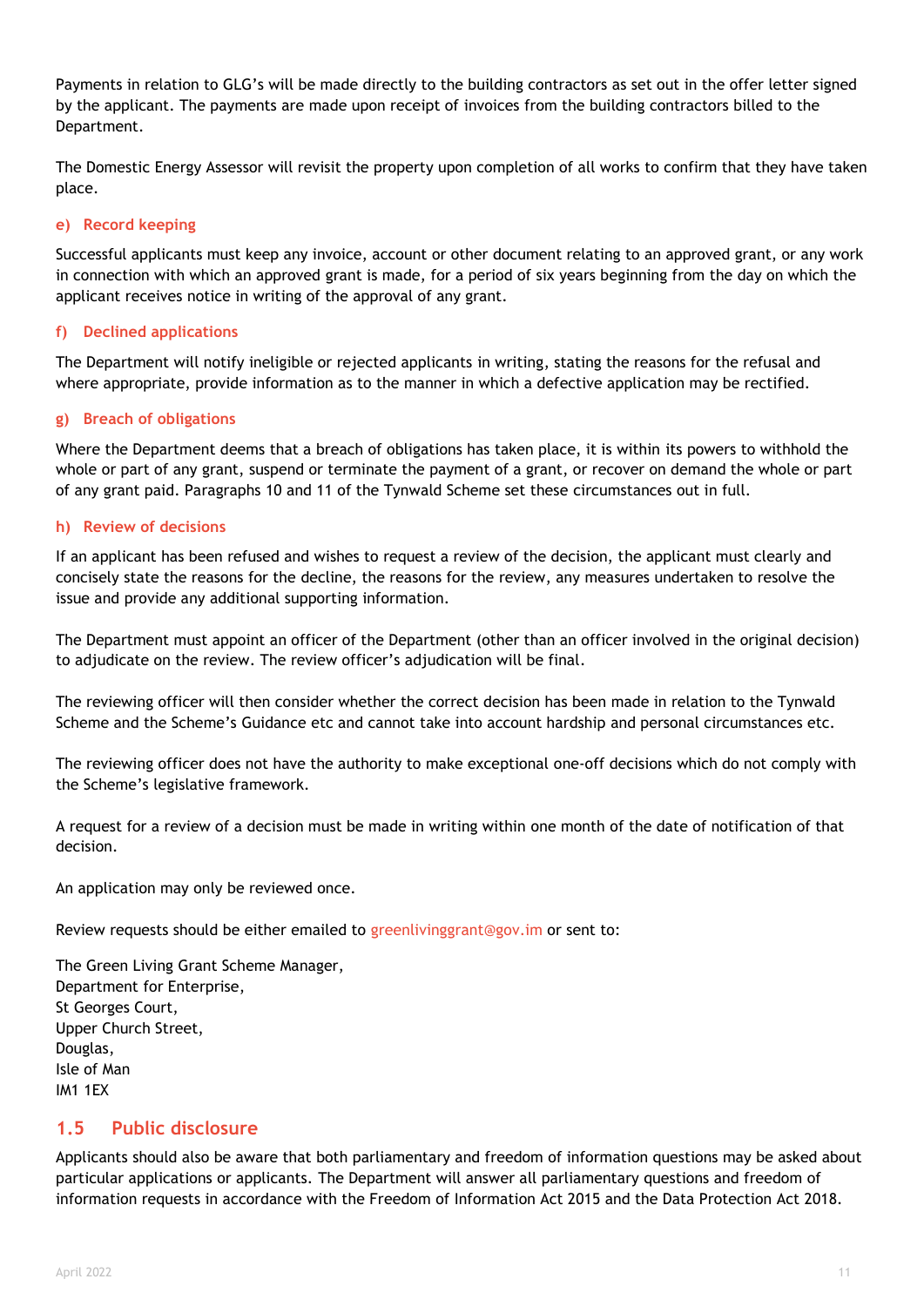Payments in relation to GLG's will be made directly to the building contractors as set out in the offer letter signed by the applicant. The payments are made upon receipt of invoices from the building contractors billed to the Department.

The Domestic Energy Assessor will revisit the property upon completion of all works to confirm that they have taken place.

#### e) Record keeping

Successful applicants must keep any invoice, account or other document relating to an approved grant, or any work in connection with which an approved grant is made, for a period of six years beginning from the day on which the applicant receives notice in writing of the approval of any grant.

#### f) Declined applications

The Department will notify ineligible or rejected applicants in writing, stating the reasons for the refusal and where appropriate, provide information as to the manner in which a defective application may be rectified.

#### g) Breach of obligations

Where the Department deems that a breach of obligations has taken place, it is within its powers to withhold the whole or part of any grant, suspend or terminate the payment of a grant, or recover on demand the whole or part of any grant paid. Paragraphs 10 and 11 of the Tynwald Scheme set these circumstances out in full.

#### h) Review of decisions

If an applicant has been refused and wishes to request a review of the decision, the applicant must clearly and concisely state the reasons for the decline, the reasons for the review, any measures undertaken to resolve the issue and provide any additional supporting information.

The Department must appoint an officer of the Department (other than an officer involved in the original decision) to adjudicate on the review. The review officer's adjudication will be final.

The reviewing officer will then consider whether the correct decision has been made in relation to the Tynwald Scheme and the Scheme's Guidance etc and cannot take into account hardship and personal circumstances etc.

The reviewing officer does not have the authority to make exceptional one-off decisions which do not comply with the Scheme's legislative framework.

A request for a review of a decision must be made in writing within one month of the date of notification of that decision.

An application may only be reviewed once.

Review requests should be either emailed to greenlivinggrant@gov.im or sent to:

The Green Living Grant Scheme Manager,
Department for Enterprise,
St Georges Court,
Upper Church Street,
Douglas,
Isle of Man
IM1 1EX

## 1.5 Public disclosure

Applicants should also be aware that both parliamentary and freedom of information questions may be asked about particular applications or applicants. The Department will answer all parliamentary questions and freedom of information requests in accordance with the Freedom of Information Act 2015 and the Data Protection Act 2018.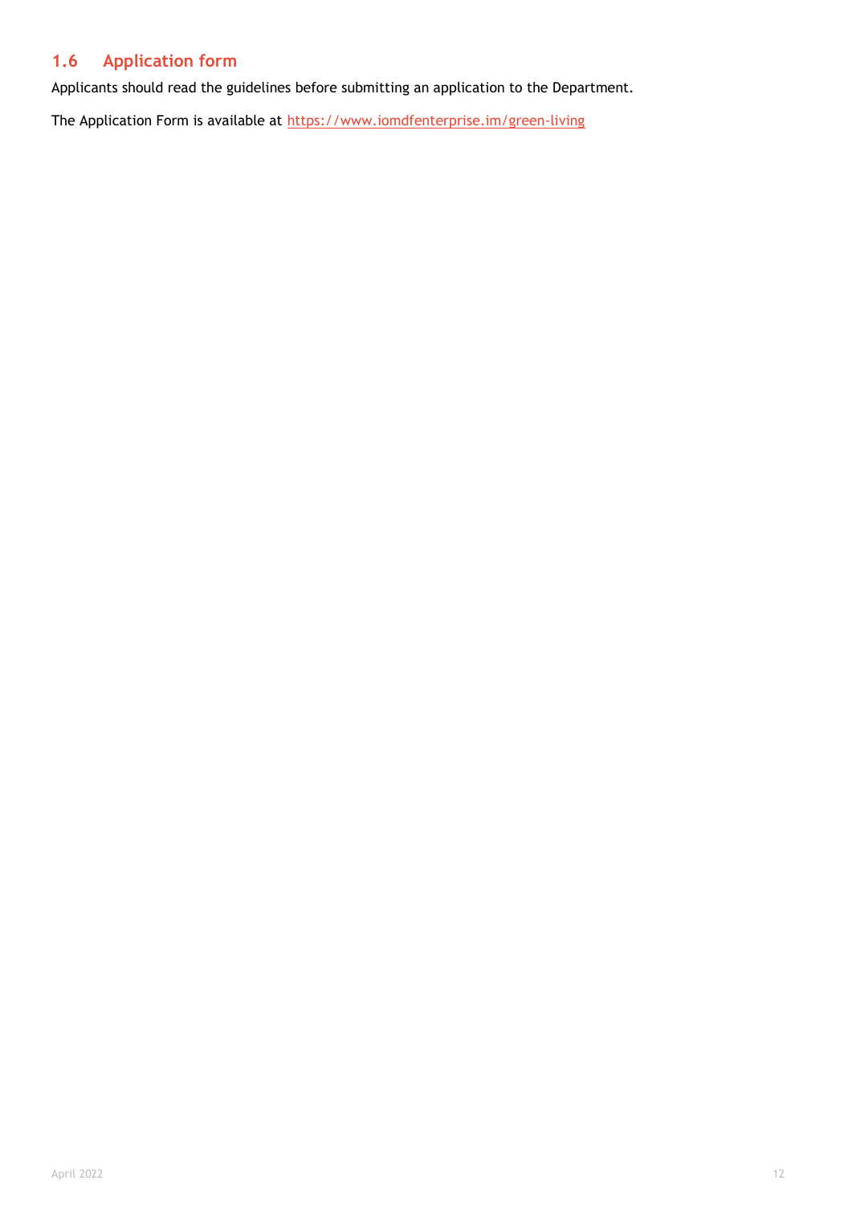## 1.6 Application form

Applicants should read the guidelines before submitting an application to the Department.

The Application Form is available at https://www.iomdfenterprise.im/green-living